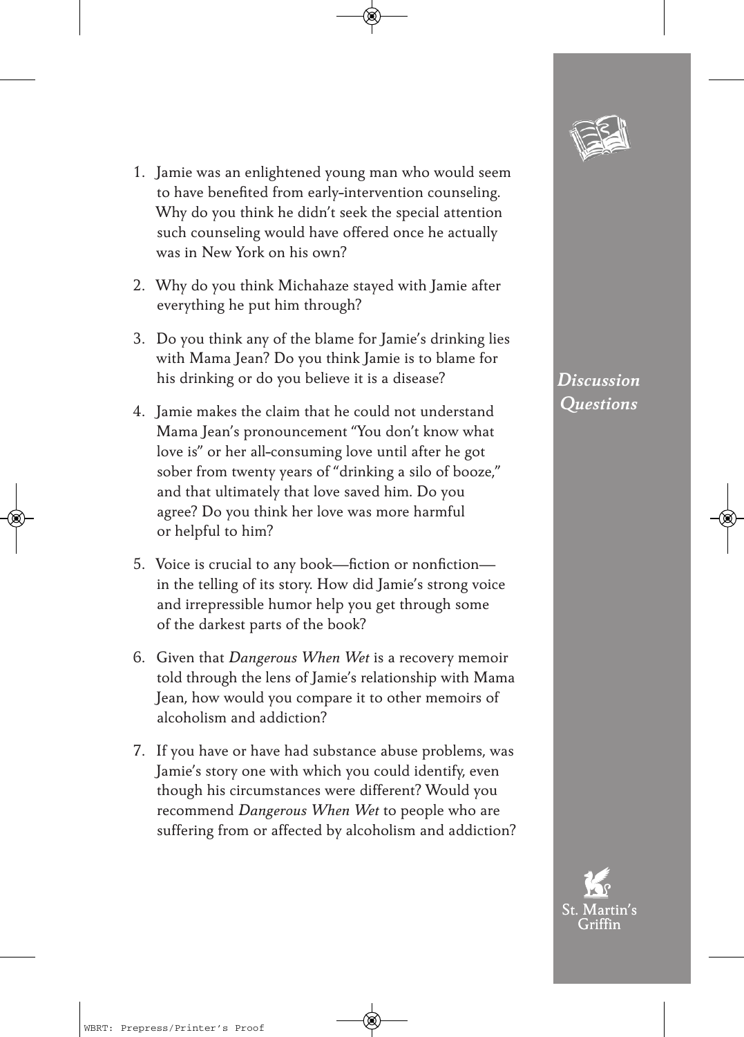## *Discussion Questions*

1. Jamie was an enlightened young man who would seem to have benefited from early-intervention counseling. Why do you think he didn't seek the special attention such counseling would have offered once he actually was in New York on his own?

2. Why do you think Michahaze stayed with Jamie after everything he put him through?

3. Do you think any of the blame for Jamie's drinking lies with Mama Jean? Do you think Jamie is to blame for his drinking or do you believe it is a disease?

4. Jamie makes the claim that he could not understand Mama Jean's pronouncement "You don't know what love is" or her all-consuming love until after he got sober from twenty years of "drinking a silo of booze," and that ultimately that love saved him. Do you agree? Do you think her love was more harmful or helpful to him?

5. Voice is crucial to any book—fiction or nonfiction—in the telling of its story. How did Jamie's strong voice and irrepressible humor help you get through some of the darkest parts of the book?

6. Given that *Dangerous When Wet* is a recovery memoir told through the lens of Jamie's relationship with Mama Jean, how would you compare it to other memoirs of alcoholism and addiction?

7. If you have or have had substance abuse problems, was Jamie's story one with which you could identify, even though his circumstances were different? Would you recommend *Dangerous When Wet* to people who are suffering from or affected by alcoholism and addiction?

St. Martin's Griffin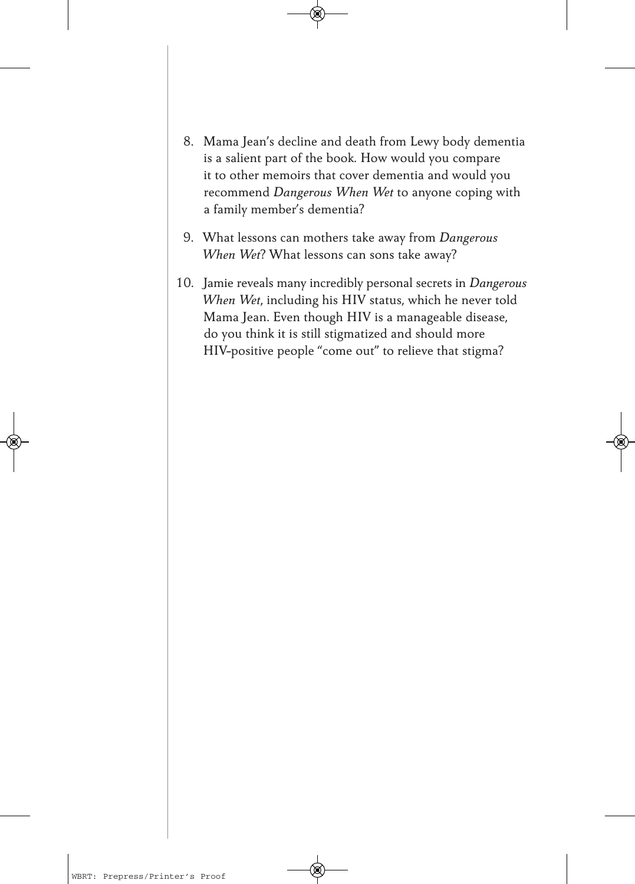8. Mama Jean's decline and death from Lewy body dementia is a salient part of the book. How would you compare it to other memoirs that cover dementia and would you recommend *Dangerous When Wet* to anyone coping with a family member's dementia?

9. What lessons can mothers take away from *Dangerous When Wet*? What lessons can sons take away?

10. Jamie reveals many incredibly personal secrets in *Dangerous When Wet*, including his HIV status, which he never told Mama Jean. Even though HIV is a manageable disease, do you think it is still stigmatized and should more HIV-positive people "come out" to relieve that stigma?